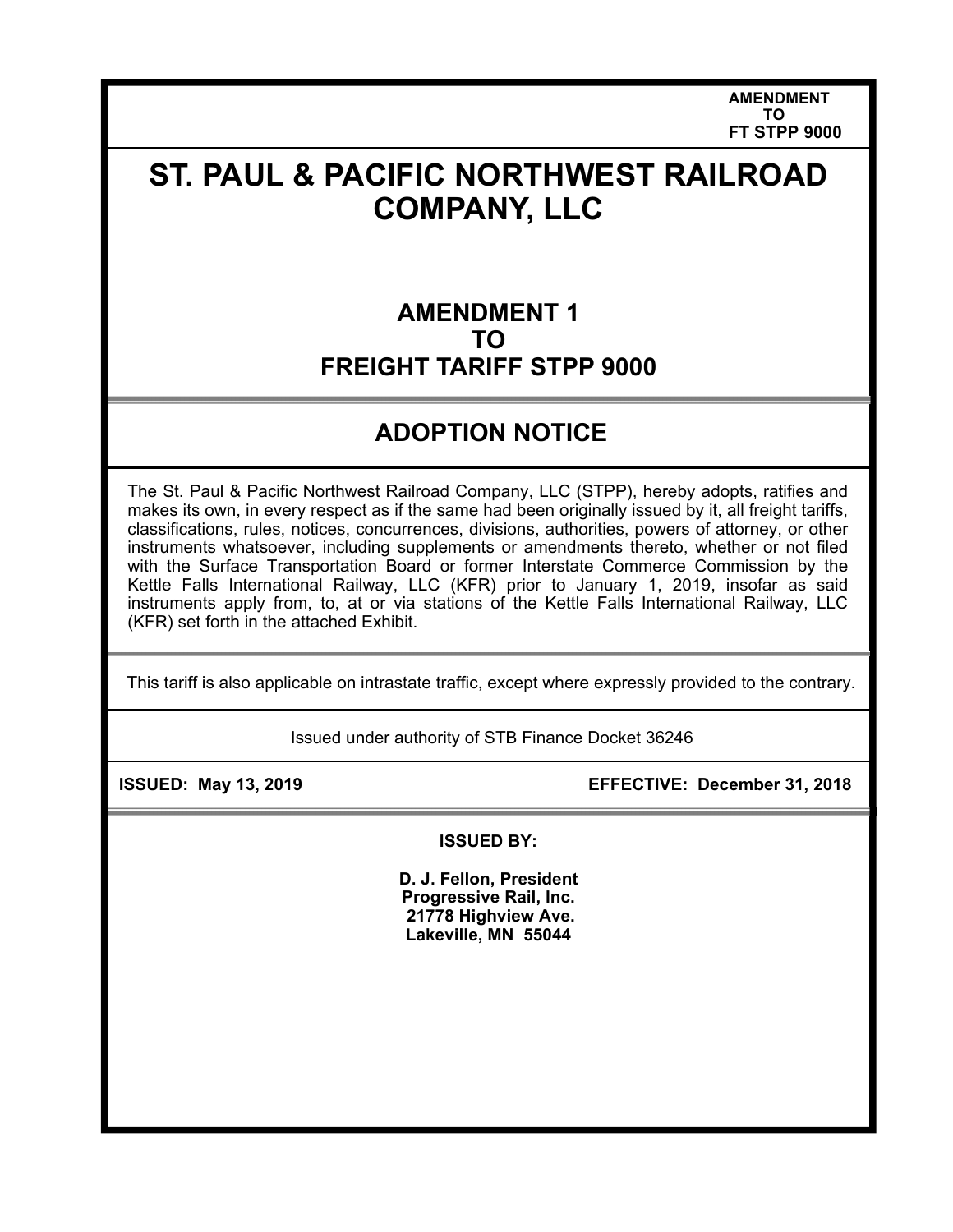AMENDMENT
TO
FT STPP 9000

# ST. PAUL & PACIFIC NORTHWEST RAILROAD COMPANY, LLC

## AMENDMENT 1
## TO
## FREIGHT TARIFF STPP 9000

## ADOPTION NOTICE

The St. Paul & Pacific Northwest Railroad Company, LLC (STPP), hereby adopts, ratifies and makes its own, in every respect as if the same had been originally issued by it, all freight tariffs, classifications, rules, notices, concurrences, divisions, authorities, powers of attorney, or other instruments whatsoever, including supplements or amendments thereto, whether or not filed with the Surface Transportation Board or former Interstate Commerce Commission by the Kettle Falls International Railway, LLC (KFR) prior to January 1, 2019, insofar as said instruments apply from, to, at or via stations of the Kettle Falls International Railway, LLC (KFR) set forth in the attached Exhibit.

This tariff is also applicable on intrastate traffic, except where expressly provided to the contrary.

Issued under authority of STB Finance Docket 36246

**ISSUED: May 13, 2019** **EFFECTIVE: December 31, 2018**

**ISSUED BY:**

**D. J. Fellon, President**
**Progressive Rail, Inc.**
**21778 Highview Ave.**
**Lakeville, MN 55044**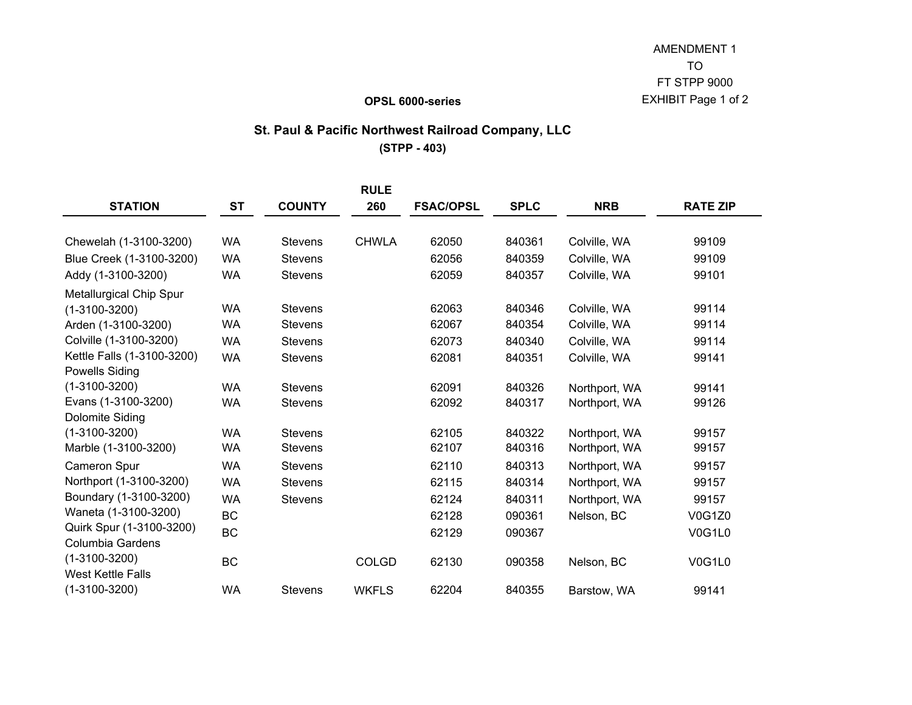AMENDMENT 1
TO
FT STPP 9000
EXHIBIT Page 1 of 2

**OPSL 6000-series**

## St. Paul & Pacific Northwest Railroad Company, LLC

**(STPP - 403)**

| STATION | ST | COUNTY | RULE 260 | FSAC/OPSL | SPLC | NRB | RATE ZIP |
|---|---|---|---|---|---|---|---|
| Chewelah (1-3100-3200) | WA | Stevens | CHWLA | 62050 | 840361 | Colville, WA | 99109 |
| Blue Creek (1-3100-3200) | WA | Stevens | | 62056 | 840359 | Colville, WA | 99109 |
| Addy (1-3100-3200) | WA | Stevens | | 62059 | 840357 | Colville, WA | 99101 |
| Metallurgical Chip Spur (1-3100-3200) | WA | Stevens | | 62063 | 840346 | Colville, WA | 99114 |
| Arden (1-3100-3200) | WA | Stevens | | 62067 | 840354 | Colville, WA | 99114 |
| Colville (1-3100-3200) | WA | Stevens | | 62073 | 840340 | Colville, WA | 99114 |
| Kettle Falls (1-3100-3200) | WA | Stevens | | 62081 | 840351 | Colville, WA | 99141 |
| Powells Siding (1-3100-3200) | WA | Stevens | | 62091 | 840326 | Northport, WA | 99141 |
| Evans (1-3100-3200) | WA | Stevens | | 62092 | 840317 | Northport, WA | 99126 |
| Dolomite Siding (1-3100-3200) | WA | Stevens | | 62105 | 840322 | Northport, WA | 99157 |
| Marble (1-3100-3200) | WA | Stevens | | 62107 | 840316 | Northport, WA | 99157 |
| Cameron Spur | WA | Stevens | | 62110 | 840313 | Northport, WA | 99157 |
| Northport (1-3100-3200) | WA | Stevens | | 62115 | 840314 | Northport, WA | 99157 |
| Boundary (1-3100-3200) | WA | Stevens | | 62124 | 840311 | Northport, WA | 99157 |
| Waneta (1-3100-3200) | BC | | | 62128 | 090361 | Nelson, BC | V0G1Z0 |
| Quirk Spur (1-3100-3200) | BC | | | 62129 | 090367 | | V0G1L0 |
| Columbia Gardens (1-3100-3200) | BC | | COLGD | 62130 | 090358 | Nelson, BC | V0G1L0 |
| West Kettle Falls (1-3100-3200) | WA | Stevens | WKFLS | 62204 | 840355 | Barstow, WA | 99141 |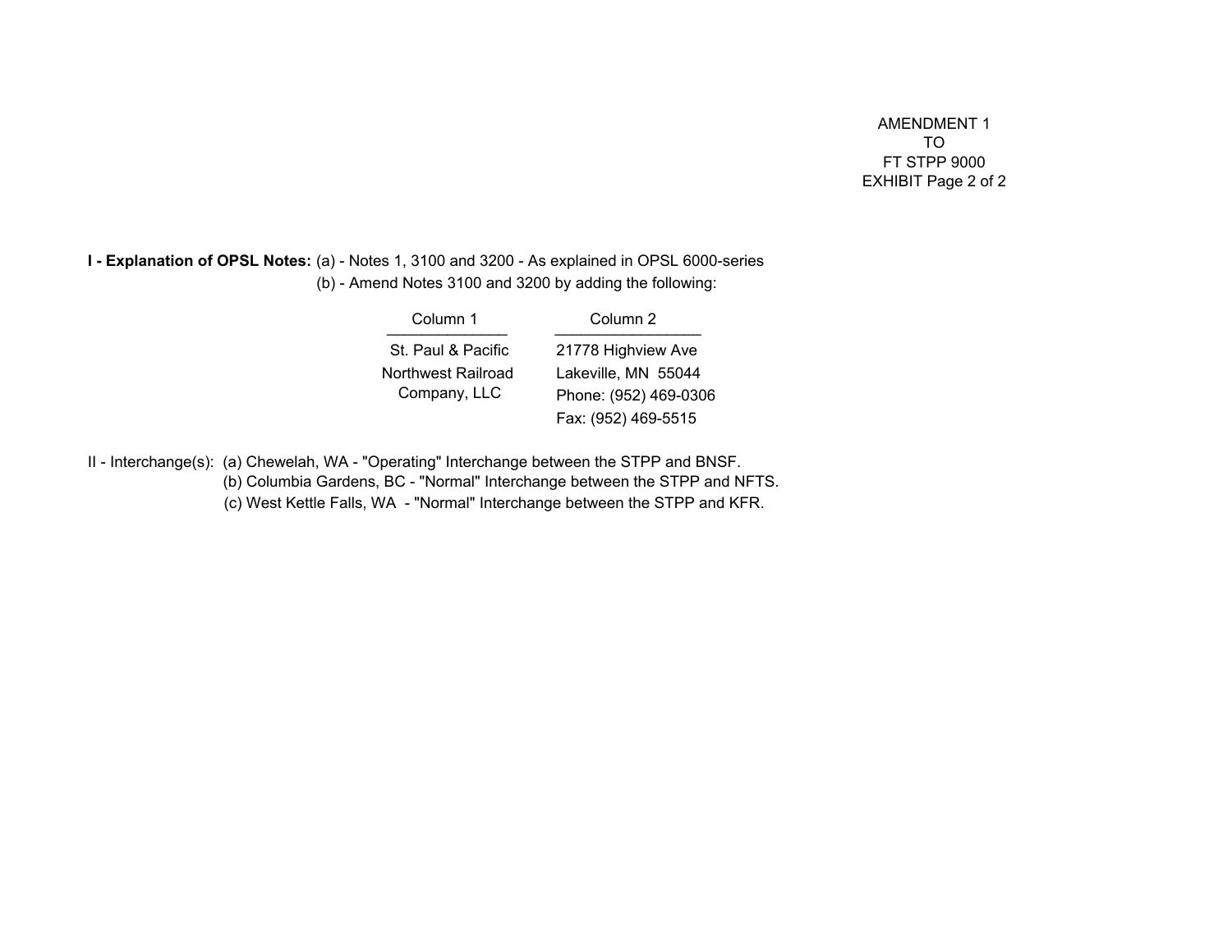AMENDMENT 1
TO
FT STPP 9000
EXHIBIT Page 2 of 2

**I - Explanation of OPSL Notes:** (a) - Notes 1, 3100 and 3200 - As explained in OPSL 6000-series

(b) - Amend Notes 3100 and 3200 by adding the following:

| Column 1 | Column 2 |
|---|---|
| St. Paul & Pacific Northwest Railroad Company, LLC | 21778 Highview Ave<br>Lakeville, MN 55044<br>Phone: (952) 469-0306<br>Fax: (952) 469-5515 |

II - Interchange(s): (a) Chewelah, WA - "Operating" Interchange between the STPP and BNSF.

(b) Columbia Gardens, BC - "Normal" Interchange between the STPP and NFTS.

(c) West Kettle Falls, WA - "Normal" Interchange between the STPP and KFR.